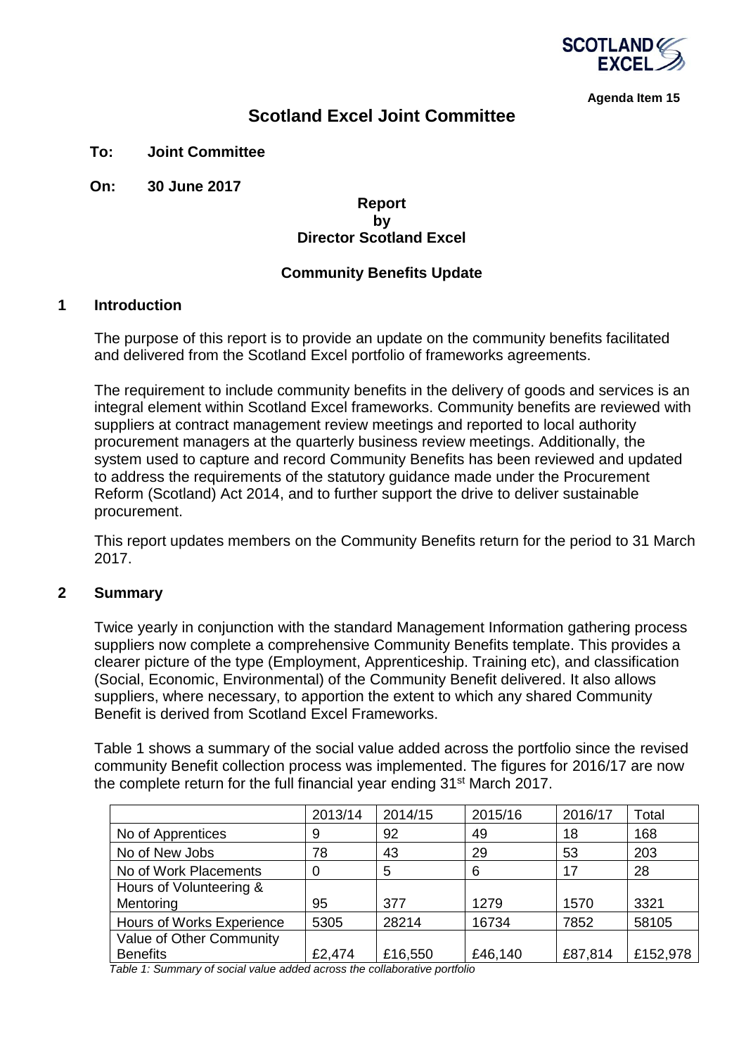SCOTLAND EXCEL

**Agenda Item 15**

# Scotland Excel Joint Committee

**To: Joint Committee**

**On: 30 June 2017**

**Report**
**by**
**Director Scotland Excel**

**Community Benefits Update**

## 1 Introduction

The purpose of this report is to provide an update on the community benefits facilitated and delivered from the Scotland Excel portfolio of frameworks agreements.

The requirement to include community benefits in the delivery of goods and services is an integral element within Scotland Excel frameworks. Community benefits are reviewed with suppliers at contract management review meetings and reported to local authority procurement managers at the quarterly business review meetings. Additionally, the system used to capture and record Community Benefits has been reviewed and updated to address the requirements of the statutory guidance made under the Procurement Reform (Scotland) Act 2014, and to further support the drive to deliver sustainable procurement.

This report updates members on the Community Benefits return for the period to 31 March 2017.

## 2 Summary

Twice yearly in conjunction with the standard Management Information gathering process suppliers now complete a comprehensive Community Benefits template. This provides a clearer picture of the type (Employment, Apprenticeship. Training etc), and classification (Social, Economic, Environmental) of the Community Benefit delivered. It also allows suppliers, where necessary, to apportion the extent to which any shared Community Benefit is derived from Scotland Excel Frameworks.

Table 1 shows a summary of the social value added across the portfolio since the revised community Benefit collection process was implemented. The figures for 2016/17 are now the complete return for the full financial year ending 31st March 2017.

| | 2013/14 | 2014/15 | 2015/16 | 2016/17 | Total |
|---|---|---|---|---|---|
| No of Apprentices | 9 | 92 | 49 | 18 | 168 |
| No of New Jobs | 78 | 43 | 29 | 53 | 203 |
| No of Work Placements | 0 | 5 | 6 | 17 | 28 |
| Hours of Volunteering & Mentoring | 95 | 377 | 1279 | 1570 | 3321 |
| Hours of Works Experience | 5305 | 28214 | 16734 | 7852 | 58105 |
| Value of Other Community Benefits | £2,474 | £16,550 | £46,140 | £87,814 | £152,978 |

*Table 1: Summary of social value added across the collaborative portfolio*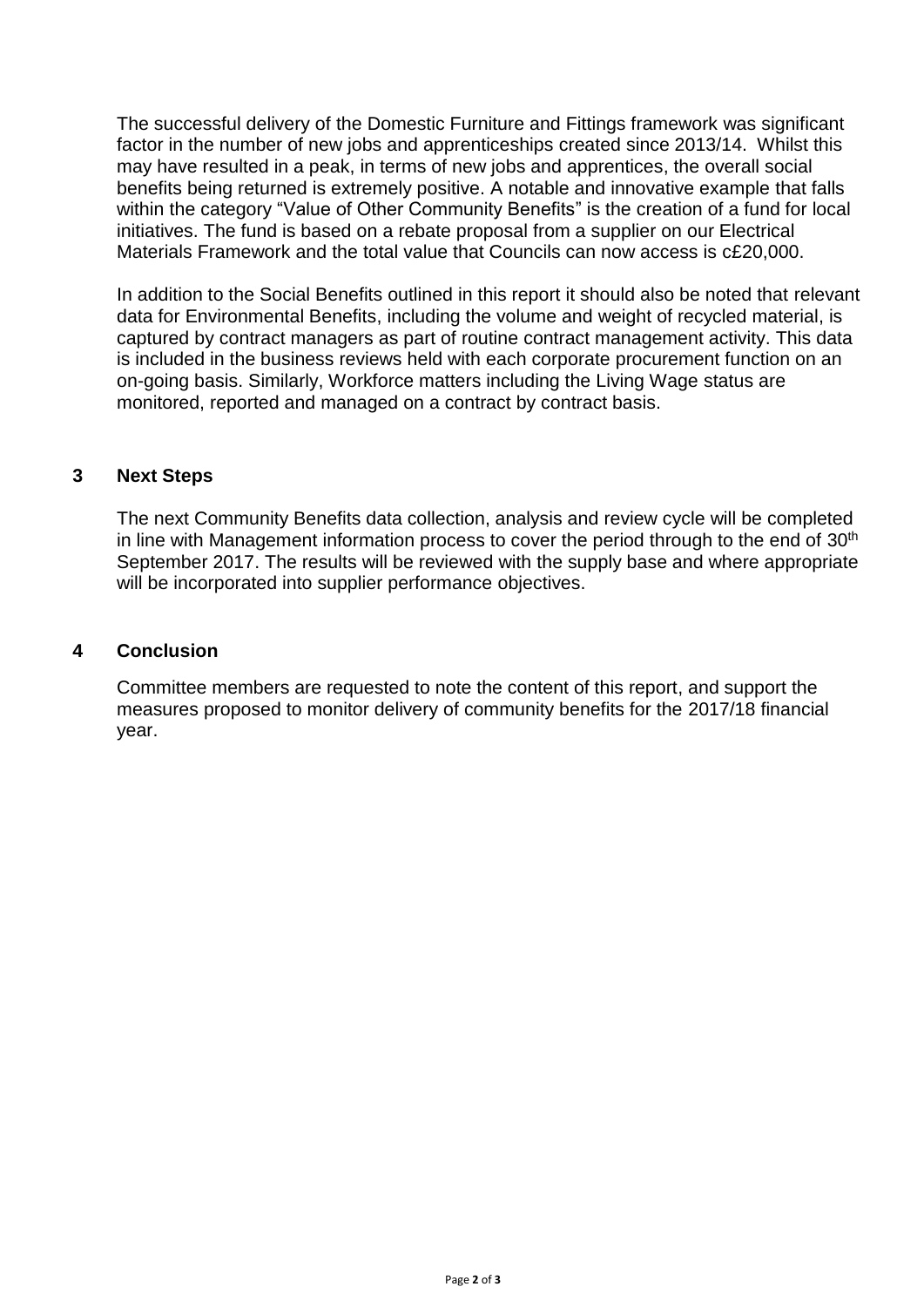The successful delivery of the Domestic Furniture and Fittings framework was significant factor in the number of new jobs and apprenticeships created since 2013/14. Whilst this may have resulted in a peak, in terms of new jobs and apprentices, the overall social benefits being returned is extremely positive. A notable and innovative example that falls within the category "Value of Other Community Benefits" is the creation of a fund for local initiatives. The fund is based on a rebate proposal from a supplier on our Electrical Materials Framework and the total value that Councils can now access is c£20,000.

In addition to the Social Benefits outlined in this report it should also be noted that relevant data for Environmental Benefits, including the volume and weight of recycled material, is captured by contract managers as part of routine contract management activity. This data is included in the business reviews held with each corporate procurement function on an on-going basis. Similarly, Workforce matters including the Living Wage status are monitored, reported and managed on a contract by contract basis.

## 3 Next Steps

The next Community Benefits data collection, analysis and review cycle will be completed in line with Management information process to cover the period through to the end of 30th September 2017. The results will be reviewed with the supply base and where appropriate will be incorporated into supplier performance objectives.

## 4 Conclusion

Committee members are requested to note the content of this report, and support the measures proposed to monitor delivery of community benefits for the 2017/18 financial year.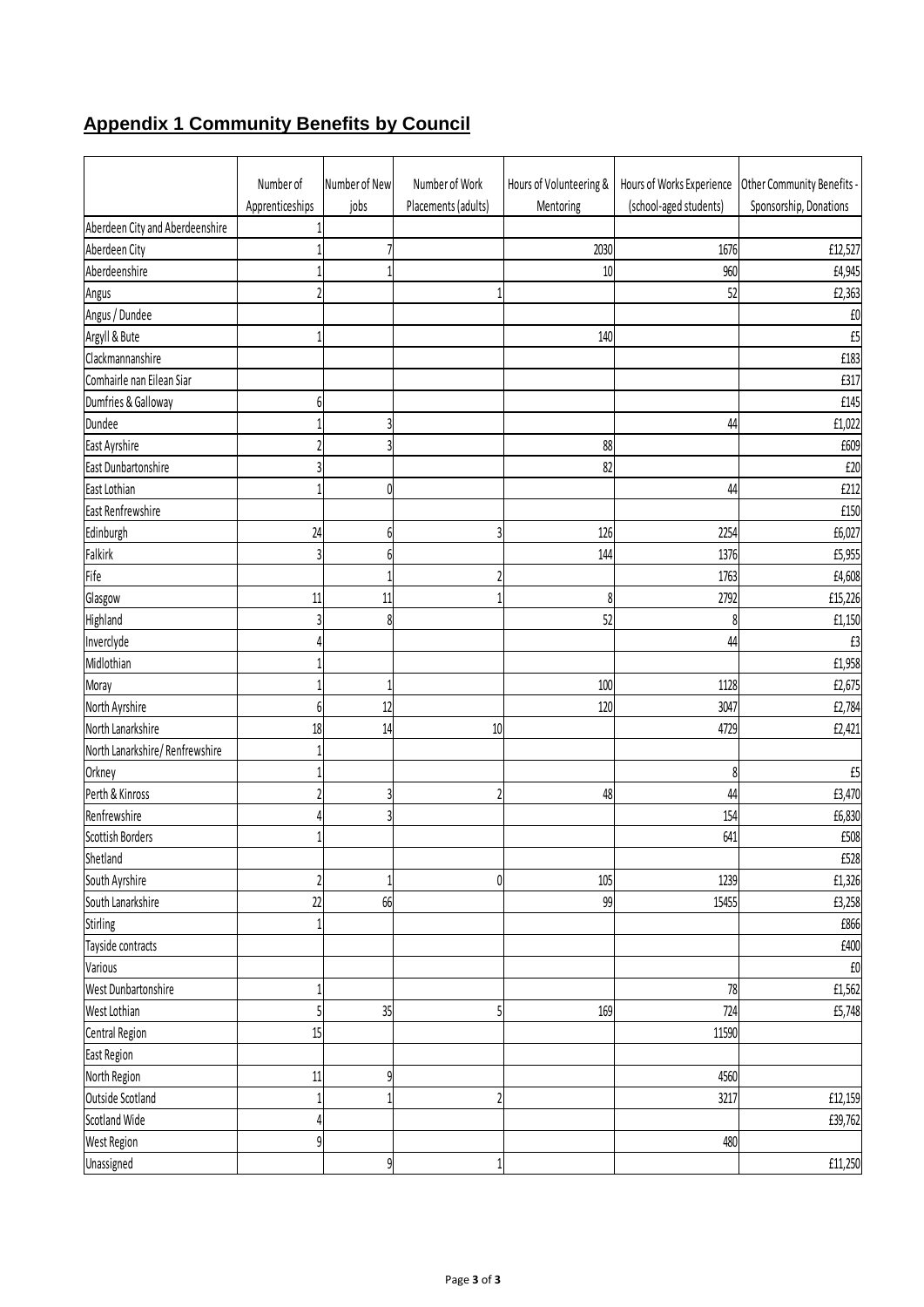## **Appendix 1 Community Benefits by Council**

| | Number of Apprenticeships | Number of New jobs | Number of Work Placements (adults) | Hours of Volunteering & Mentoring | Hours of Works Experience (school-aged students) | Other Community Benefits - Sponsorship, Donations |
|---|---|---|---|---|---|---|
| Aberdeen City and Aberdeenshire | 1 | | | | | |
| Aberdeen City | 1 | 7 | | 2030 | 1676 | £12,527 |
| Aberdeenshire | 1 | 1 | | 10 | 960 | £4,945 |
| Angus | 2 | | 1 | | 52 | £2,363 |
| Angus / Dundee | | | | | | £0 |
| Argyll & Bute | 1 | | | 140 | | £5 |
| Clackmannanshire | | | | | | £183 |
| Comhairle nan Eilean Siar | | | | | | £317 |
| Dumfries & Galloway | 6 | | | | | £145 |
| Dundee | 1 | 3 | | | 44 | £1,022 |
| East Ayrshire | 2 | 3 | | 88 | | £609 |
| East Dunbartonshire | 3 | | | 82 | | £20 |
| East Lothian | 1 | 0 | | | 44 | £212 |
| East Renfrewshire | | | | | | £150 |
| Edinburgh | 24 | 6 | 3 | 126 | 2254 | £6,027 |
| Falkirk | 3 | 6 | | 144 | 1376 | £5,955 |
| Fife | | 1 | 2 | | 1763 | £4,608 |
| Glasgow | 11 | 11 | 1 | 8 | 2792 | £15,226 |
| Highland | 3 | 8 | | 52 | 8 | £1,150 |
| Inverclyde | 4 | | | | 44 | £3 |
| Midlothian | 1 | | | | | £1,958 |
| Moray | 1 | 1 | | 100 | 1128 | £2,675 |
| North Ayrshire | 6 | 12 | | 120 | 3047 | £2,784 |
| North Lanarkshire | 18 | 14 | 10 | | 4729 | £2,421 |
| North Lanarkshire/ Renfrewshire | 1 | | | | | |
| Orkney | 1 | | | | 8 | £5 |
| Perth & Kinross | 2 | 3 | 2 | 48 | 44 | £3,470 |
| Renfrewshire | 4 | 3 | | | 154 | £6,830 |
| Scottish Borders | 1 | | | | 641 | £508 |
| Shetland | | | | | | £528 |
| South Ayrshire | 2 | 1 | 0 | 105 | 1239 | £1,326 |
| South Lanarkshire | 22 | 66 | | 99 | 15455 | £3,258 |
| Stirling | 1 | | | | | £866 |
| Tayside contracts | | | | | | £400 |
| Various | | | | | | £0 |
| West Dunbartonshire | 1 | | | | 78 | £1,562 |
| West Lothian | 5 | 35 | 5 | 169 | 724 | £5,748 |
| Central Region | 15 | | | | 11590 | |
| East Region | | | | | | |
| North Region | 11 | 9 | | | 4560 | |
| Outside Scotland | 1 | 1 | 2 | | 3217 | £12,159 |
| Scotland Wide | 4 | | | | | £39,762 |
| West Region | 9 | | | | 480 | |
| Unassigned | | 9 | 1 | | | £11,250 |